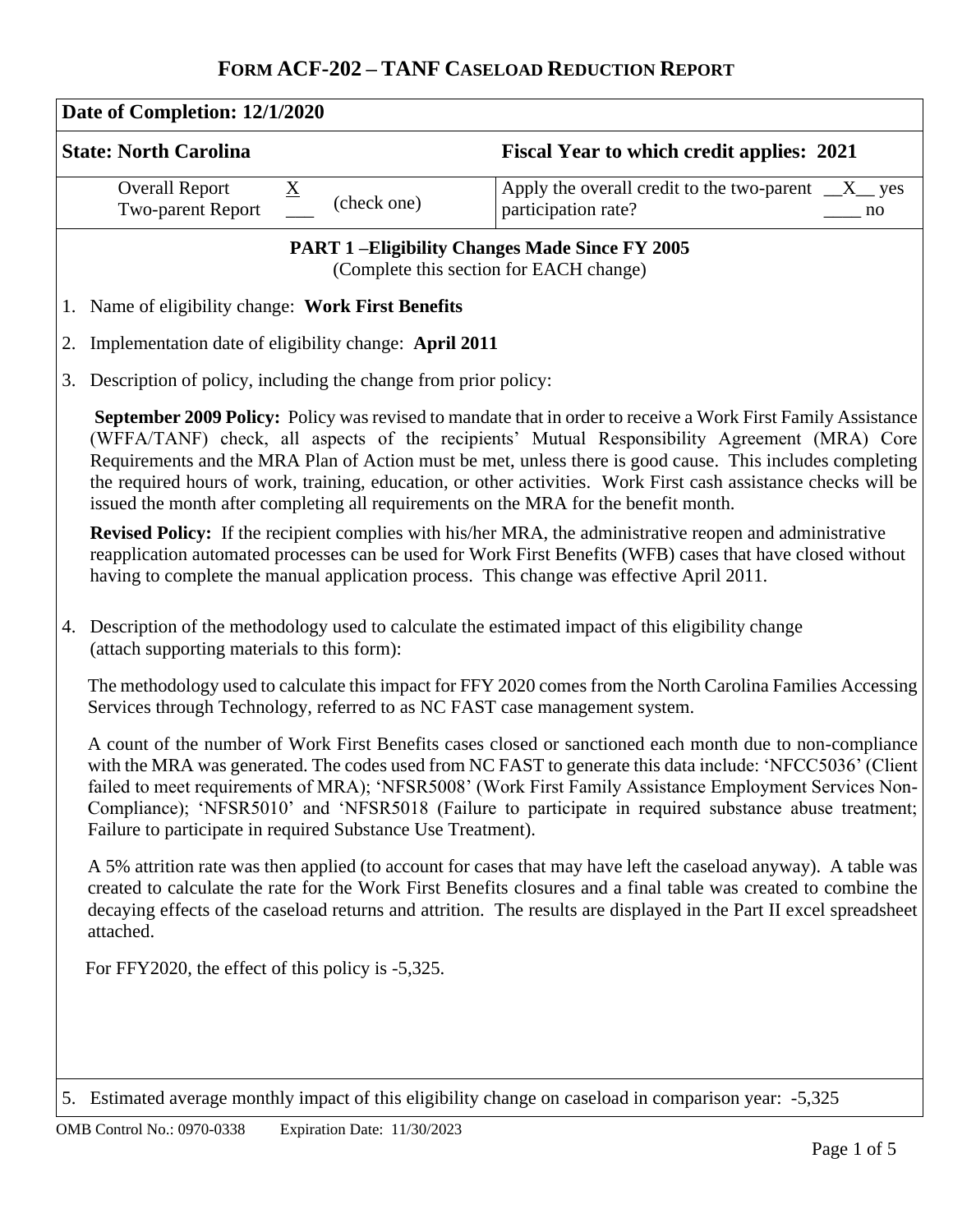# FORM ACF-202 – TANF CASELOAD REDUCTION REPORT

| **Date of Completion: 12/1/2020** | |
|---|---|
| **State: North Carolina** | **Fiscal Year to which credit applies: 2021** |
| Overall Report X<br>Two-parent Report ___ (check one) | Apply the overall credit to the two-parent participation rate? __X__ yes ____ no |

## PART 1 –Eligibility Changes Made Since FY 2005

(Complete this section for EACH change)

1. Name of eligibility change: **Work First Benefits**

2. Implementation date of eligibility change: **April 2011**

3. Description of policy, including the change from prior policy:

   **September 2009 Policy:** Policy was revised to mandate that in order to receive a Work First Family Assistance (WFFA/TANF) check, all aspects of the recipients' Mutual Responsibility Agreement (MRA) Core Requirements and the MRA Plan of Action must be met, unless there is good cause. This includes completing the required hours of work, training, education, or other activities. Work First cash assistance checks will be issued the month after completing all requirements on the MRA for the benefit month.

   **Revised Policy:** If the recipient complies with his/her MRA, the administrative reopen and administrative reapplication automated processes can be used for Work First Benefits (WFB) cases that have closed without having to complete the manual application process. This change was effective April 2011.

4. Description of the methodology used to calculate the estimated impact of this eligibility change (attach supporting materials to this form):

   The methodology used to calculate this impact for FFY 2020 comes from the North Carolina Families Accessing Services through Technology, referred to as NC FAST case management system.

   A count of the number of Work First Benefits cases closed or sanctioned each month due to non-compliance with the MRA was generated. The codes used from NC FAST to generate this data include: 'NFCC5036' (Client failed to meet requirements of MRA); 'NFSR5008' (Work First Family Assistance Employment Services Non-Compliance); 'NFSR5010' and 'NFSR5018 (Failure to participate in required substance abuse treatment; Failure to participate in required Substance Use Treatment).

   A 5% attrition rate was then applied (to account for cases that may have left the caseload anyway). A table was created to calculate the rate for the Work First Benefits closures and a final table was created to combine the decaying effects of the caseload returns and attrition. The results are displayed in the Part II excel spreadsheet attached.

   For FFY2020, the effect of this policy is -5,325.

5. Estimated average monthly impact of this eligibility change on caseload in comparison year: -5,325

OMB Control No.: 0970-0338 Expiration Date: 11/30/2023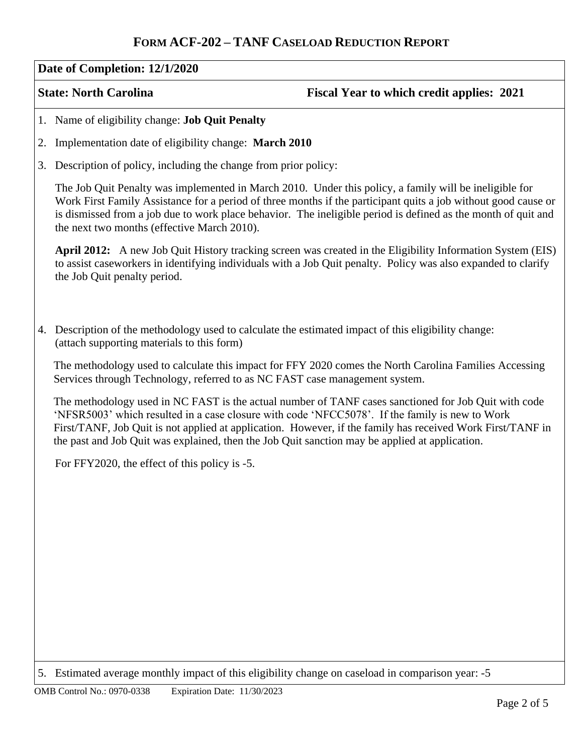# FORM ACF-202 – TANF CASELOAD REDUCTION REPORT

**Date of Completion: 12/1/2020**

**State: North Carolina** **Fiscal Year to which credit applies: 2021**

1. Name of eligibility change: **Job Quit Penalty**

2. Implementation date of eligibility change: **March 2010**

3. Description of policy, including the change from prior policy:

   The Job Quit Penalty was implemented in March 2010. Under this policy, a family will be ineligible for Work First Family Assistance for a period of three months if the participant quits a job without good cause or is dismissed from a job due to work place behavior. The ineligible period is defined as the month of quit and the next two months (effective March 2010).

   **April 2012:** A new Job Quit History tracking screen was created in the Eligibility Information System (EIS) to assist caseworkers in identifying individuals with a Job Quit penalty. Policy was also expanded to clarify the Job Quit penalty period.

4. Description of the methodology used to calculate the estimated impact of this eligibility change: (attach supporting materials to this form)

   The methodology used to calculate this impact for FFY 2020 comes the North Carolina Families Accessing Services through Technology, referred to as NC FAST case management system.

   The methodology used in NC FAST is the actual number of TANF cases sanctioned for Job Quit with code 'NFSR5003' which resulted in a case closure with code 'NFCC5078'. If the family is new to Work First/TANF, Job Quit is not applied at application. However, if the family has received Work First/TANF in the past and Job Quit was explained, then the Job Quit sanction may be applied at application.

   For FFY2020, the effect of this policy is -5.

5. Estimated average monthly impact of this eligibility change on caseload in comparison year: -5

OMB Control No.: 0970-0338 Expiration Date: 11/30/2023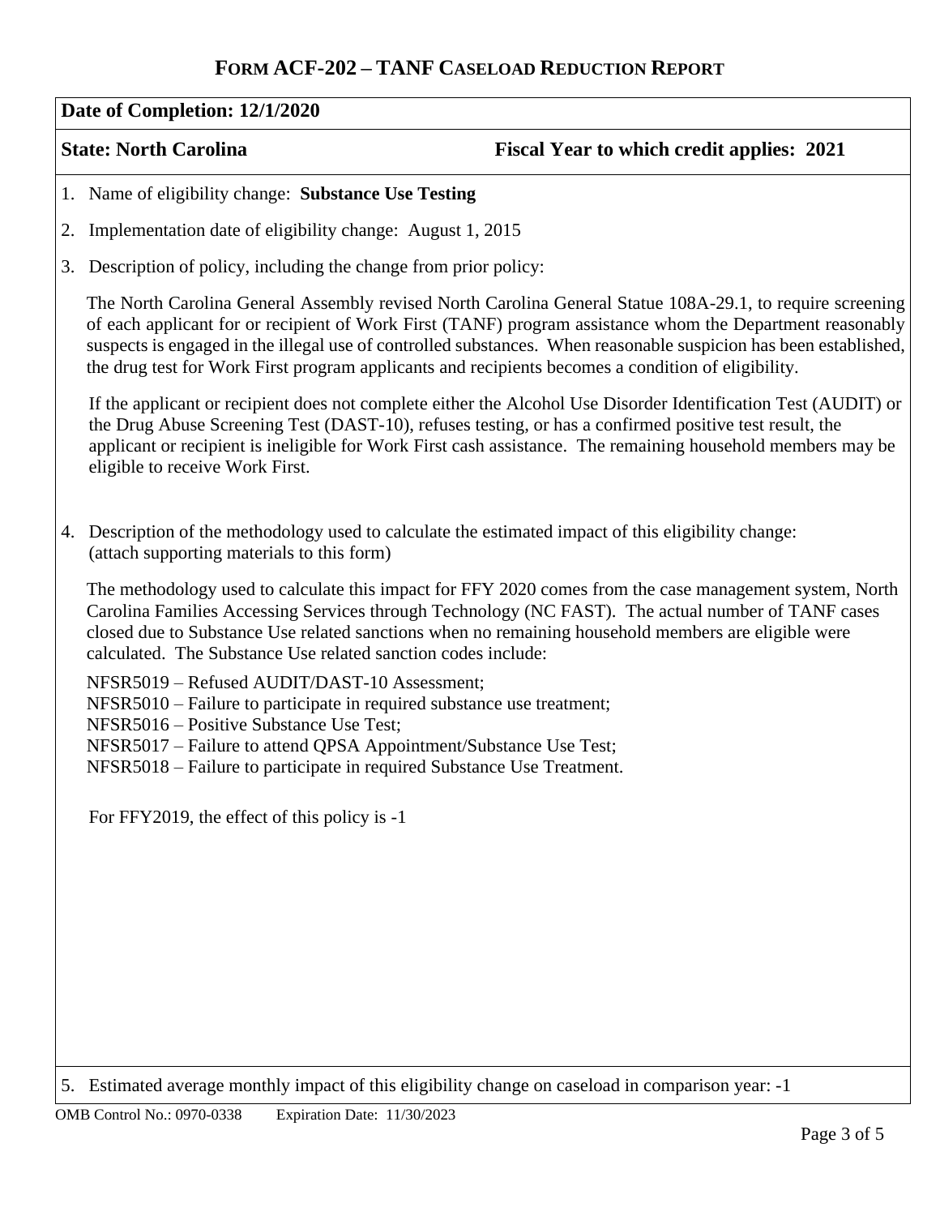# FORM ACF-202 – TANF CASELOAD REDUCTION REPORT

**Date of Completion: 12/1/2020**

**State: North Carolina** **Fiscal Year to which credit applies: 2021**

1. Name of eligibility change: **Substance Use Testing**

2. Implementation date of eligibility change: August 1, 2015

3. Description of policy, including the change from prior policy:

   The North Carolina General Assembly revised North Carolina General Statue 108A-29.1, to require screening of each applicant for or recipient of Work First (TANF) program assistance whom the Department reasonably suspects is engaged in the illegal use of controlled substances. When reasonable suspicion has been established, the drug test for Work First program applicants and recipients becomes a condition of eligibility.

   If the applicant or recipient does not complete either the Alcohol Use Disorder Identification Test (AUDIT) or the Drug Abuse Screening Test (DAST-10), refuses testing, or has a confirmed positive test result, the applicant or recipient is ineligible for Work First cash assistance. The remaining household members may be eligible to receive Work First.

4. Description of the methodology used to calculate the estimated impact of this eligibility change: (attach supporting materials to this form)

   The methodology used to calculate this impact for FFY 2020 comes from the case management system, North Carolina Families Accessing Services through Technology (NC FAST). The actual number of TANF cases closed due to Substance Use related sanctions when no remaining household members are eligible were calculated. The Substance Use related sanction codes include:

   NFSR5019 – Refused AUDIT/DAST-10 Assessment;
   NFSR5010 – Failure to participate in required substance use treatment;
   NFSR5016 – Positive Substance Use Test;
   NFSR5017 – Failure to attend QPSA Appointment/Substance Use Test;
   NFSR5018 – Failure to participate in required Substance Use Treatment.

   For FFY2019, the effect of this policy is -1

5. Estimated average monthly impact of this eligibility change on caseload in comparison year: -1

OMB Control No.: 0970-0338 Expiration Date: 11/30/2023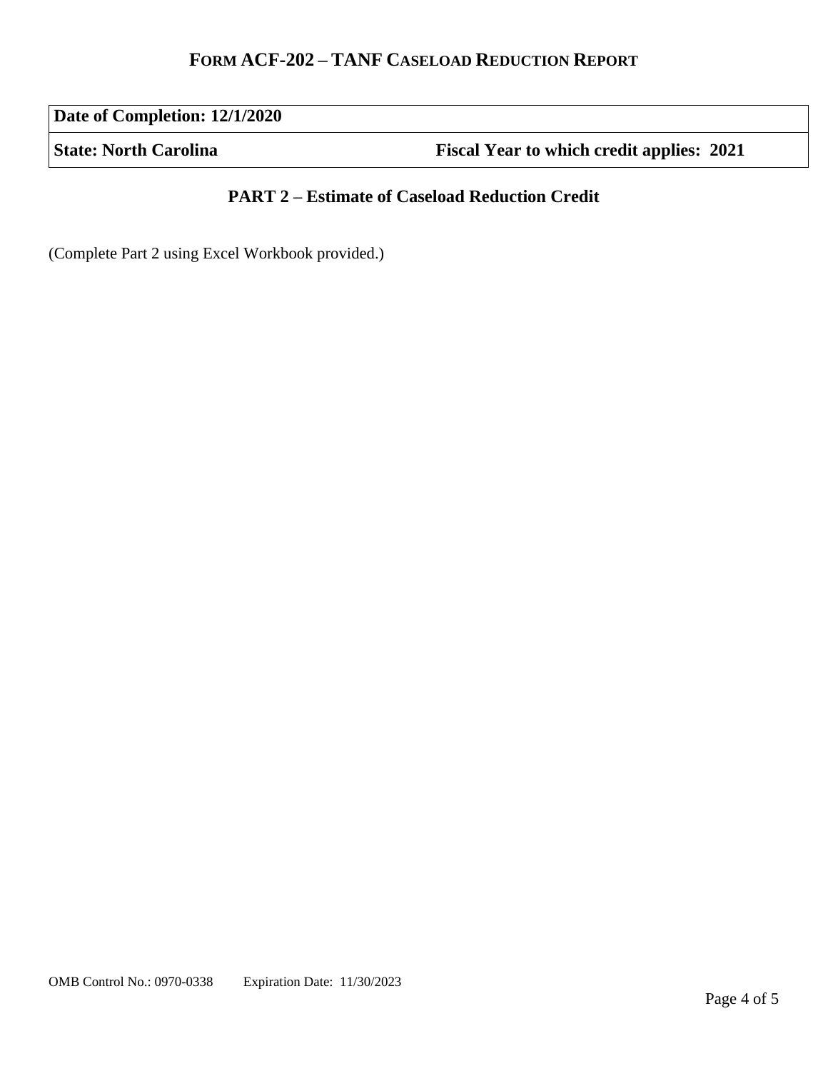# FORM ACF-202 – TANF CASELOAD REDUCTION REPORT

| Date of Completion: 12/1/2020 | |
| --- | --- |
| State: North Carolina | Fiscal Year to which credit applies: 2021 |

## PART 2 – Estimate of Caseload Reduction Credit

(Complete Part 2 using Excel Workbook provided.)

OMB Control No.: 0970-0338 Expiration Date: 11/30/2023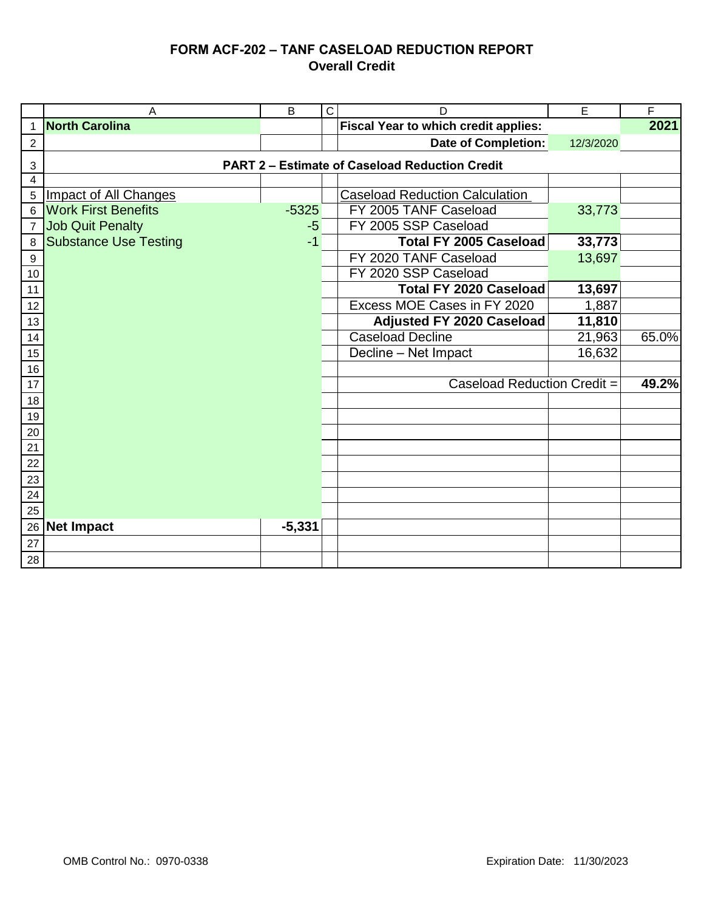# FORM ACF-202 – TANF CASELOAD REDUCTION REPORT
## Overall Credit

| | A | B | C | D | E | F |
|---|---|---|---|---|---|---|
| 1 | **North Carolina** | | | **Fiscal Year to which credit applies:** | | **2021** |
| 2 | | | | **Date of Completion:** | 12/3/2020 | |
| 3 | **PART 2 – Estimate of Caseload Reduction Credit** | | | | | |
| 4 | | | | | | |
| 5 | Impact of All Changes | | | Caseload Reduction Calculation | | |
| 6 | Work First Benefits | -5325 | | FY 2005 TANF Caseload | 33,773 | |
| 7 | Job Quit Penalty | -5 | | FY 2005 SSP Caseload | | |
| 8 | Substance Use Testing | -1 | | **Total FY 2005 Caseload** | **33,773** | |
| 9 | | | | FY 2020 TANF Caseload | 13,697 | |
| 10 | | | | FY 2020 SSP Caseload | | |
| 11 | | | | **Total FY 2020 Caseload** | **13,697** | |
| 12 | | | | Excess MOE Cases in FY 2020 | 1,887 | |
| 13 | | | | **Adjusted FY 2020 Caseload** | **11,810** | |
| 14 | | | | Caseload Decline | 21,963 | 65.0% |
| 15 | | | | Decline – Net Impact | 16,632 | |
| 16 | | | | | | |
| 17 | | | | Caseload Reduction Credit = | | **49.2%** |
| 18 | | | | | | |
| 19 | | | | | | |
| 20 | | | | | | |
| 21 | | | | | | |
| 22 | | | | | | |
| 23 | | | | | | |
| 24 | | | | | | |
| 25 | | | | | | |
| 26 | **Net Impact** | **-5,331** | | | | |
| 27 | | | | | | |
| 28 | | | | | | |

OMB Control No.: 0970-0338 Expiration Date: 11/30/2023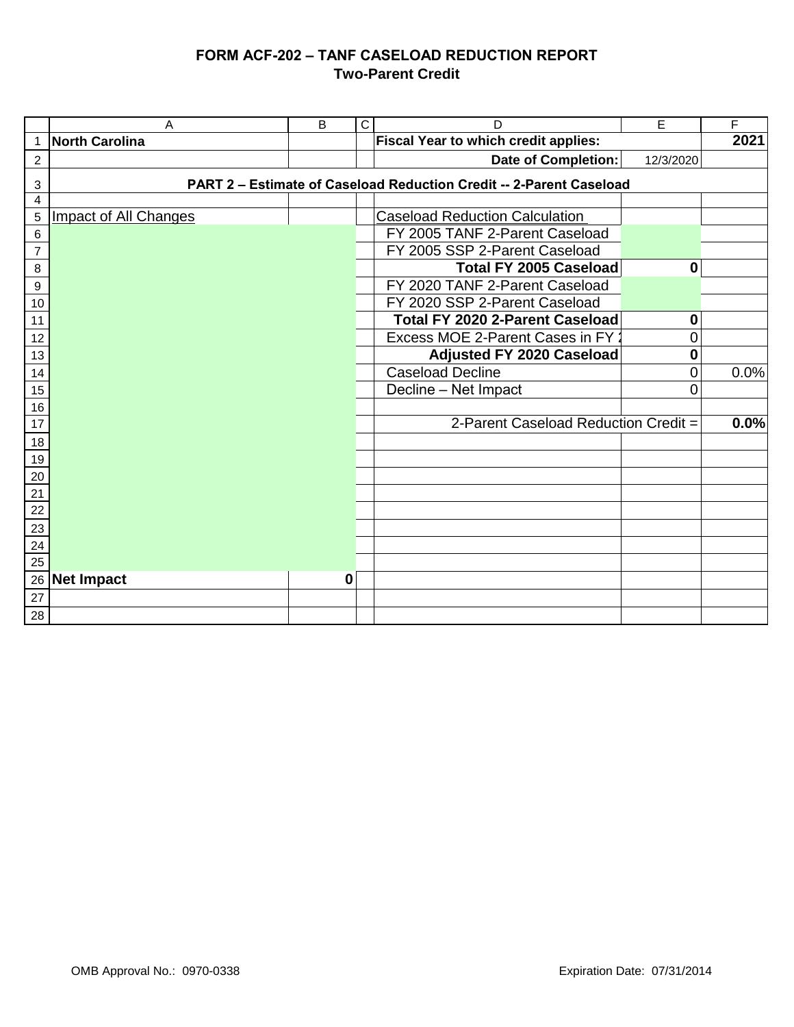# FORM ACF-202 – TANF CASELOAD REDUCTION REPORT
## Two-Parent Credit

| | A | B | C | D | E | F |
|---|---|---|---|---|---|---|
| 1 | **North Carolina** | | | **Fiscal Year to which credit applies:** | | **2021** |
| 2 | | | | **Date of Completion:** | 12/3/2020 | |
| 3 | **PART 2 – Estimate of Caseload Reduction Credit -- 2-Parent Caseload** | | | | | |
| 4 | | | | | | |
| 5 | Impact of All Changes | | | Caseload Reduction Calculation | | |
| 6 | | | | FY 2005 TANF 2-Parent Caseload | | |
| 7 | | | | FY 2005 SSP 2-Parent Caseload | | |
| 8 | | | | **Total FY 2005 Caseload** | **0** | |
| 9 | | | | FY 2020 TANF 2-Parent Caseload | | |
| 10 | | | | FY 2020 SSP 2-Parent Caseload | | |
| 11 | | | | **Total FY 2020 2-Parent Caseload** | **0** | |
| 12 | | | | Excess MOE 2-Parent Cases in FY 2 | 0 | |
| 13 | | | | **Adjusted FY 2020 Caseload** | **0** | |
| 14 | | | | Caseload Decline | 0 | 0.0% |
| 15 | | | | Decline – Net Impact | 0 | |
| 16 | | | | | | |
| 17 | | | | 2-Parent Caseload Reduction Credit = | | **0.0%** |
| 18 | | | | | | |
| 19 | | | | | | |
| 20 | | | | | | |
| 21 | | | | | | |
| 22 | | | | | | |
| 23 | | | | | | |
| 24 | | | | | | |
| 25 | | | | | | |
| 26 | **Net Impact** | **0** | | | | |
| 27 | | | | | | |
| 28 | | | | | | |

OMB Approval No.: 0970-0338 Expiration Date: 07/31/2014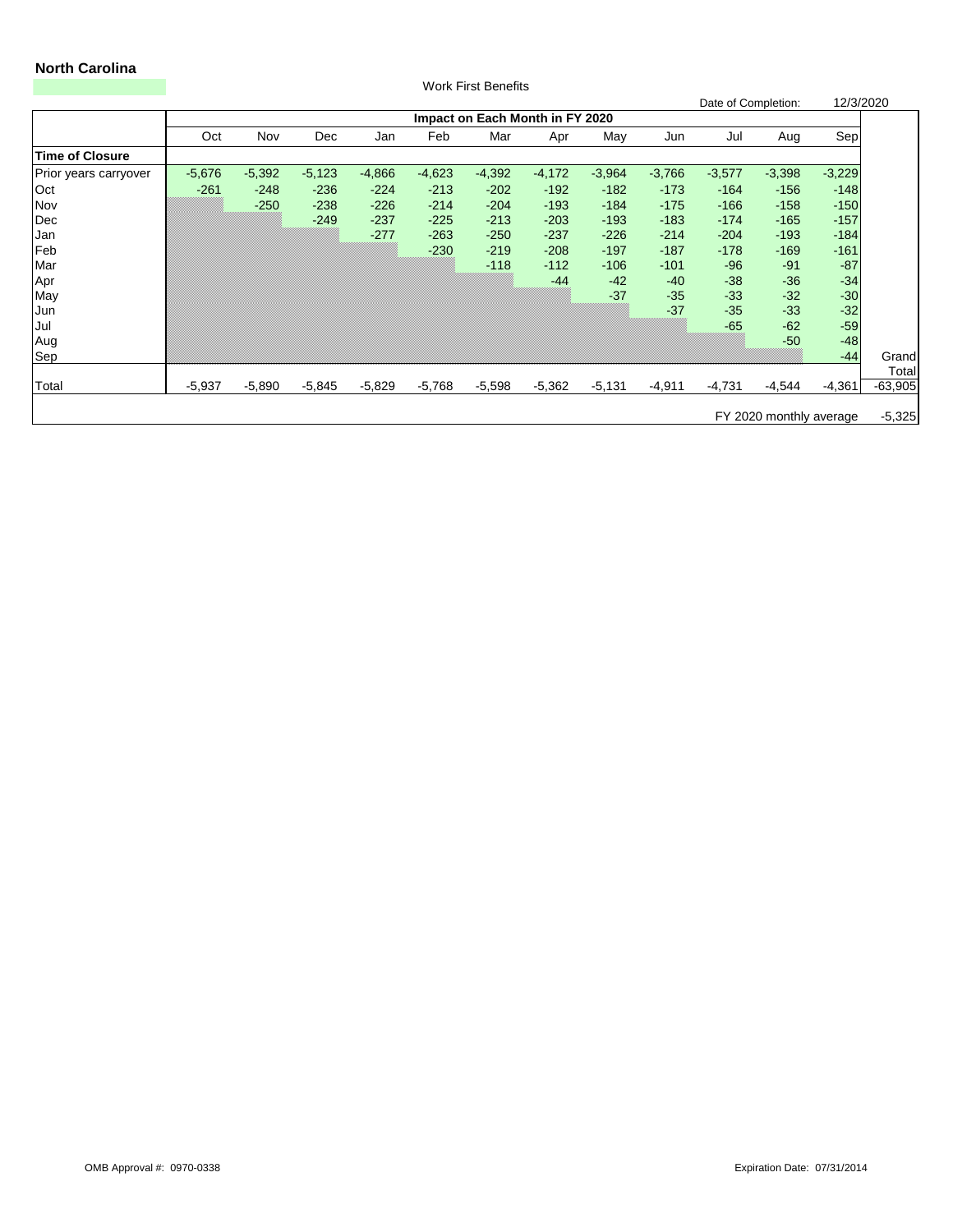**North Carolina**

Work First Benefits

Date of Completion: 12/3/2020

| | Impact on Each Month in FY 2020 | | | | | | | | | | | | |
|---|---|---|---|---|---|---|---|---|---|---|---|---|---|
| | Oct | Nov | Dec | Jan | Feb | Mar | Apr | May | Jun | Jul | Aug | Sep | |
| **Time of Closure** | | | | | | | | | | | | | |
| Prior years carryover | -5,676 | -5,392 | -5,123 | -4,866 | -4,623 | -4,392 | -4,172 | -3,964 | -3,766 | -3,577 | -3,398 | -3,229 | |
| Oct | -261 | -248 | -236 | -224 | -213 | -202 | -192 | -182 | -173 | -164 | -156 | -148 | |
| Nov | | -250 | -238 | -226 | -214 | -204 | -193 | -184 | -175 | -166 | -158 | -150 | |
| Dec | | | -249 | -237 | -225 | -213 | -203 | -193 | -183 | -174 | -165 | -157 | |
| Jan | | | | -277 | -263 | -250 | -237 | -226 | -214 | -204 | -193 | -184 | |
| Feb | | | | | -230 | -219 | -208 | -197 | -187 | -178 | -169 | -161 | |
| Mar | | | | | | -118 | -112 | -106 | -101 | -96 | -91 | -87 | |
| Apr | | | | | | | -44 | -42 | -40 | -38 | -36 | -34 | |
| May | | | | | | | | -37 | -35 | -33 | -32 | -30 | |
| Jun | | | | | | | | | -37 | -35 | -33 | -32 | |
| Jul | | | | | | | | | | -65 | -62 | -59 | |
| Aug | | | | | | | | | | | -50 | -48 | |
| Sep | | | | | | | | | | | | -44 | Grand Total |
| Total | -5,937 | -5,890 | -5,845 | -5,829 | -5,768 | -5,598 | -5,362 | -5,131 | -4,911 | -4,731 | -4,544 | -4,361 | -63,905 |
| | | | | | | | | | | | | FY 2020 monthly average | -5,325 |

OMB Approval #: 0970-0338

Expiration Date: 07/31/2014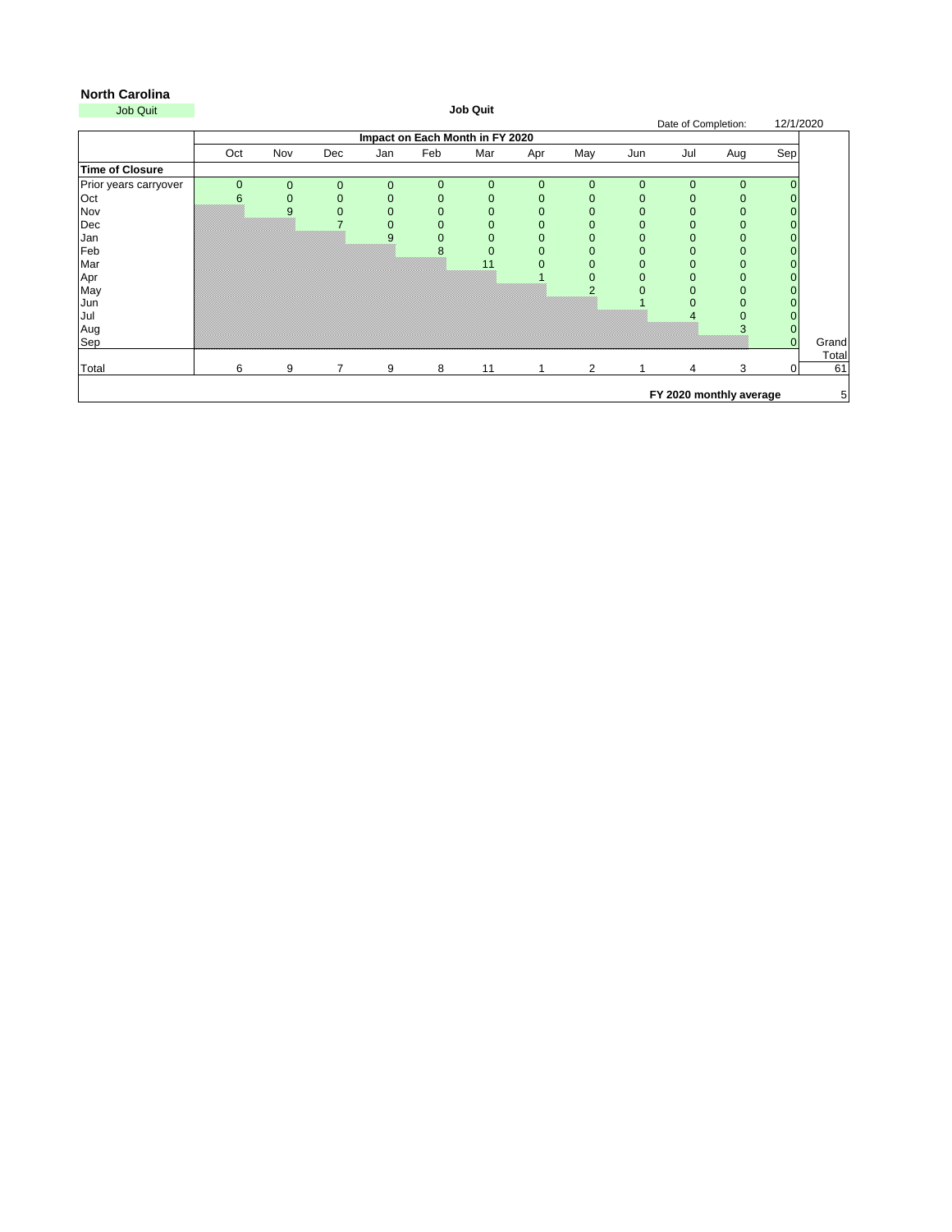**North Carolina**

Job Quit

**Job Quit**

Date of Completion: 12/1/2020

| | Impact on Each Month in FY 2020 | | | | | | | | | | | | |
|---|---|---|---|---|---|---|---|---|---|---|---|---|---|
| | Oct | Nov | Dec | Jan | Feb | Mar | Apr | May | Jun | Jul | Aug | Sep | |
| **Time of Closure** | | | | | | | | | | | | | |
| Prior years carryover | 0 | 0 | 0 | 0 | 0 | 0 | 0 | 0 | 0 | 0 | 0 | 0 | |
| Oct | 6 | 0 | 0 | 0 | 0 | 0 | 0 | 0 | 0 | 0 | 0 | 0 | |
| Nov | | 9 | 0 | 0 | 0 | 0 | 0 | 0 | 0 | 0 | 0 | 0 | |
| Dec | | | 7 | 0 | 0 | 0 | 0 | 0 | 0 | 0 | 0 | 0 | |
| Jan | | | | 9 | 0 | 0 | 0 | 0 | 0 | 0 | 0 | 0 | |
| Feb | | | | | 8 | 0 | 0 | 0 | 0 | 0 | 0 | 0 | |
| Mar | | | | | | 11 | 0 | 0 | 0 | 0 | 0 | 0 | |
| Apr | | | | | | | 1 | 0 | 0 | 0 | 0 | 0 | |
| May | | | | | | | | 2 | 0 | 0 | 0 | 0 | |
| Jun | | | | | | | | | 1 | 0 | 0 | 0 | |
| Jul | | | | | | | | | | 4 | 0 | 0 | |
| Aug | | | | | | | | | | | 3 | 0 | |
| Sep | | | | | | | | | | | | 0 | Grand Total |
| Total | 6 | 9 | 7 | 9 | 8 | 11 | 1 | 2 | 1 | 4 | 3 | 0 | 61 |
| **FY 2020 monthly average** | | | | | | | | | | | | | 5 |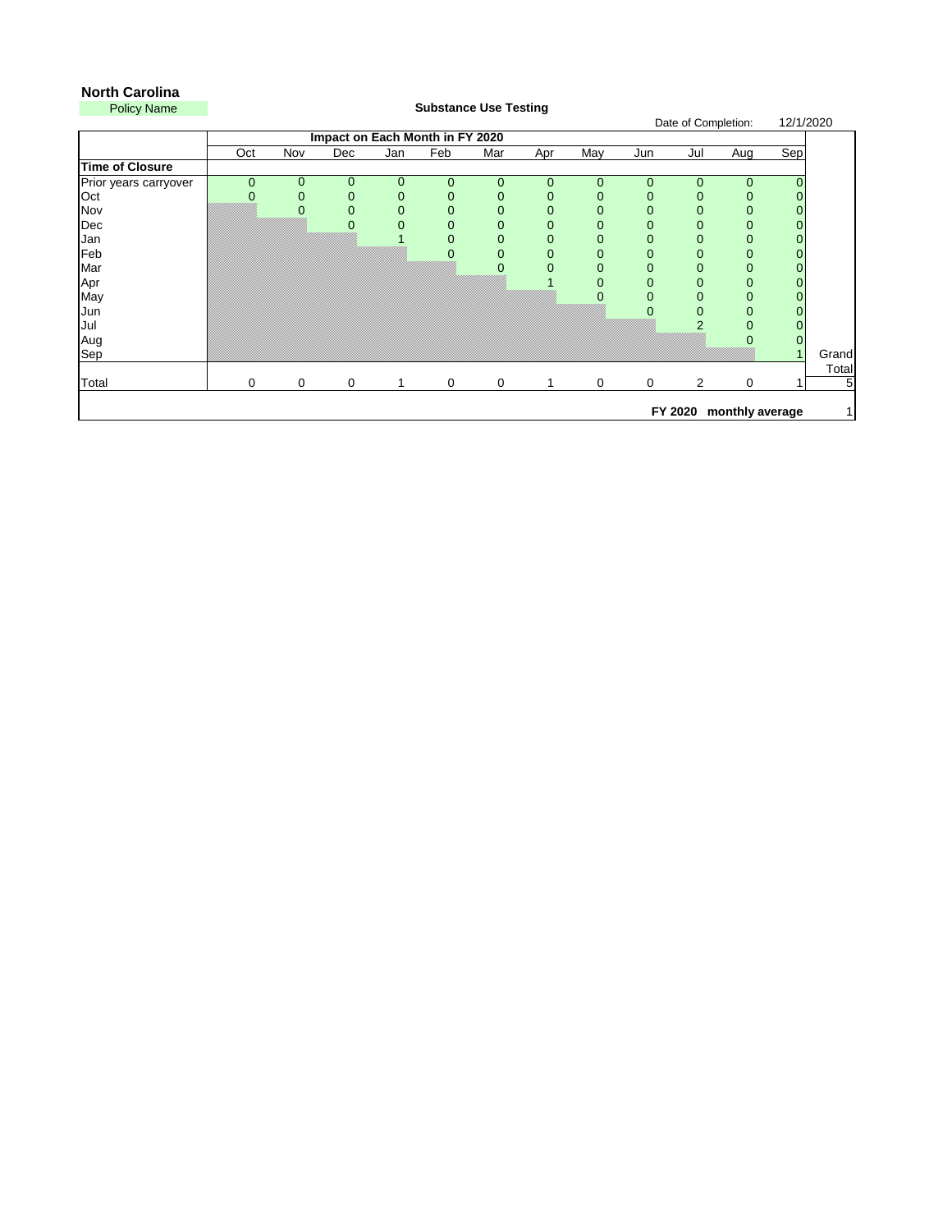**North Carolina**

Policy Name

**Substance Use Testing**

Date of Completion: 12/1/2020

| | Impact on Each Month in FY 2020 | | | | | | | | | | | | |
|---|---|---|---|---|---|---|---|---|---|---|---|---|---|
| | Oct | Nov | Dec | Jan | Feb | Mar | Apr | May | Jun | Jul | Aug | Sep | |
| **Time of Closure** | | | | | | | | | | | | | |
| Prior years carryover | 0 | 0 | 0 | 0 | 0 | 0 | 0 | 0 | 0 | 0 | 0 | 0 | |
| Oct | 0 | 0 | 0 | 0 | 0 | 0 | 0 | 0 | 0 | 0 | 0 | 0 | |
| Nov | | 0 | 0 | 0 | 0 | 0 | 0 | 0 | 0 | 0 | 0 | 0 | |
| Dec | | | 0 | 0 | 0 | 0 | 0 | 0 | 0 | 0 | 0 | 0 | |
| Jan | | | | 1 | 0 | 0 | 0 | 0 | 0 | 0 | 0 | 0 | |
| Feb | | | | | 0 | 0 | 0 | 0 | 0 | 0 | 0 | 0 | |
| Mar | | | | | | 0 | 0 | 0 | 0 | 0 | 0 | 0 | |
| Apr | | | | | | | 1 | 0 | 0 | 0 | 0 | 0 | |
| May | | | | | | | | 0 | 0 | 0 | 0 | 0 | |
| Jun | | | | | | | | | 0 | 0 | 0 | 0 | |
| Jul | | | | | | | | | | 2 | 0 | 0 | |
| Aug | | | | | | | | | | | 0 | 0 | |
| Sep | | | | | | | | | | | | 1 | Grand Total |
| Total | 0 | 0 | 0 | 1 | 0 | 0 | 1 | 0 | 0 | 2 | 0 | 1 | 5 |
| | | | | | | | | | | **FY 2020 monthly average** | | | 1 |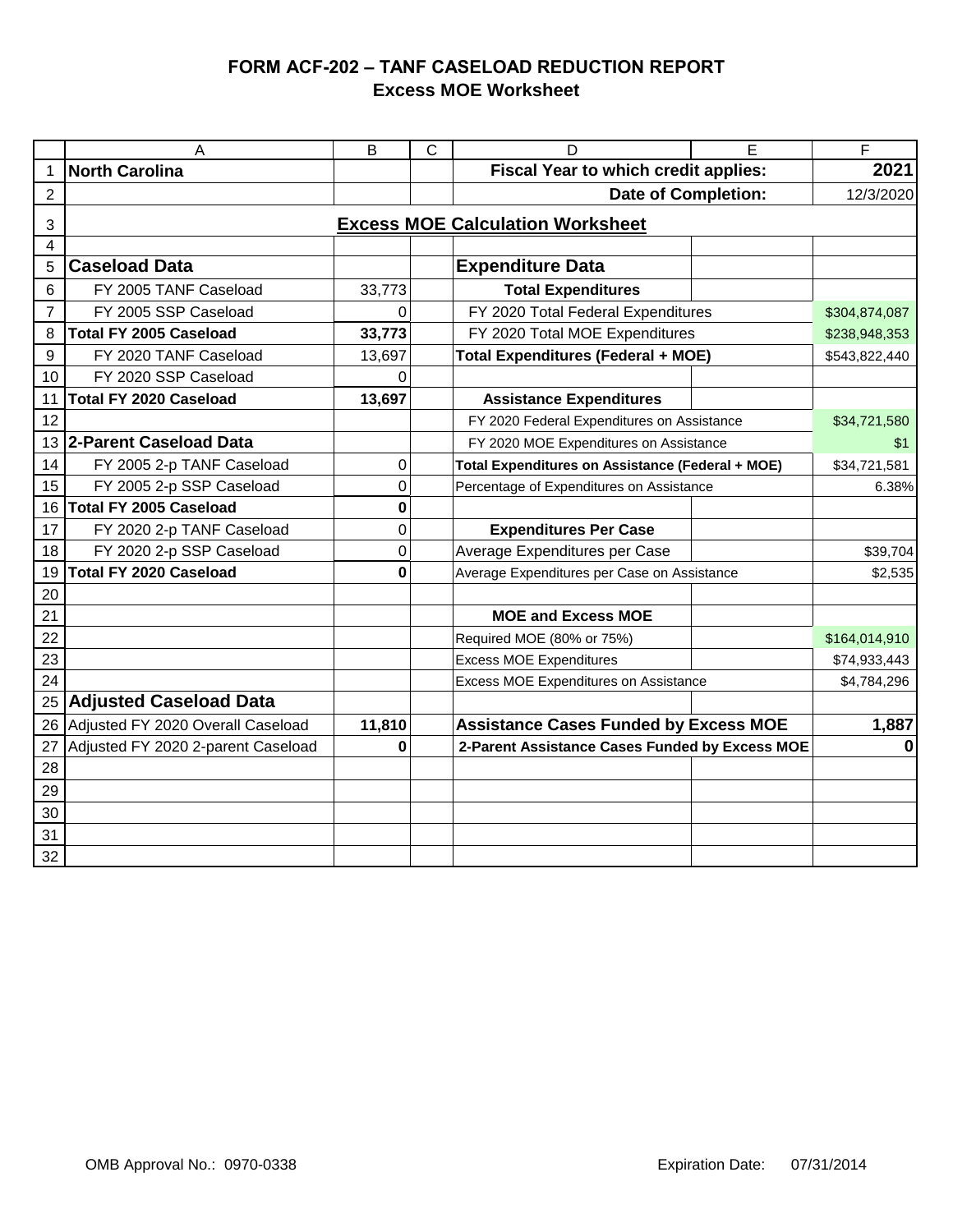# FORM ACF-202 – TANF CASELOAD REDUCTION REPORT
## Excess MOE Worksheet

| | A | B | C | D | E | F |
|---|---|---|---|---|---|---|
| 1 | **North Carolina** | | | **Fiscal Year to which credit applies:** | | **2021** |
| 2 | | | | **Date of Completion:** | | 12/3/2020 |
| 3 | | **Excess MOE Calculation Worksheet** | | | | |
| 4 | | | | | | |
| 5 | **Caseload Data** | | | **Expenditure Data** | | |
| 6 | FY 2005 TANF Caseload | 33,773 | | **Total Expenditures** | | |
| 7 | FY 2005 SSP Caseload | 0 | | FY 2020 Total Federal Expenditures | | $304,874,087 |
| 8 | **Total FY 2005 Caseload** | **33,773** | | FY 2020 Total MOE Expenditures | | $238,948,353 |
| 9 | FY 2020 TANF Caseload | 13,697 | | **Total Expenditures (Federal + MOE)** | | $543,822,440 |
| 10 | FY 2020 SSP Caseload | 0 | | | | |
| 11 | **Total FY 2020 Caseload** | **13,697** | | **Assistance Expenditures** | | |
| 12 | | | | FY 2020 Federal Expenditures on Assistance | | $34,721,580 |
| 13 | **2-Parent Caseload Data** | | | FY 2020 MOE Expenditures on Assistance | | $1 |
| 14 | FY 2005 2-p TANF Caseload | 0 | | **Total Expenditures on Assistance (Federal + MOE)** | | $34,721,581 |
| 15 | FY 2005 2-p SSP Caseload | 0 | | Percentage of Expenditures on Assistance | | 6.38% |
| 16 | **Total FY 2005 Caseload** | **0** | | | | |
| 17 | FY 2020 2-p TANF Caseload | 0 | | **Expenditures Per Case** | | |
| 18 | FY 2020 2-p SSP Caseload | 0 | | Average Expenditures per Case | | $39,704 |
| 19 | **Total FY 2020 Caseload** | **0** | | Average Expenditures per Case on Assistance | | $2,535 |
| 20 | | | | | | |
| 21 | | | | **MOE and Excess MOE** | | |
| 22 | | | | Required MOE (80% or 75%) | | $164,014,910 |
| 23 | | | | Excess MOE Expenditures | | $74,933,443 |
| 24 | | | | Excess MOE Expenditures on Assistance | | $4,784,296 |
| 25 | **Adjusted Caseload Data** | | | | | |
| 26 | Adjusted FY 2020 Overall Caseload | **11,810** | | **Assistance Cases Funded by Excess MOE** | | **1,887** |
| 27 | Adjusted FY 2020 2-parent Caseload | **0** | | **2-Parent Assistance Cases Funded by Excess MOE** | | **0** |
| 28 | | | | | | |
| 29 | | | | | | |
| 30 | | | | | | |
| 31 | | | | | | |
| 32 | | | | | | |

OMB Approval No.: 0970-0338 Expiration Date: 07/31/2014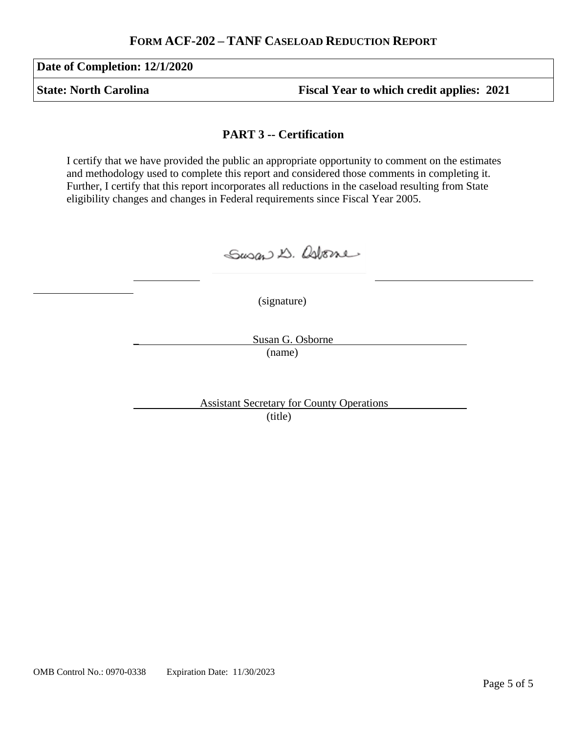## FORM ACF-202 – TANF CASELOAD REDUCTION REPORT

| | |
|---|---|
| **Date of Completion: 12/1/2020** | |
| **State: North Carolina** | **Fiscal Year to which credit applies: 2021** |

### PART 3 -- Certification

I certify that we have provided the public an appropriate opportunity to comment on the estimates and methodology used to complete this report and considered those comments in completing it. Further, I certify that this report incorporates all reductions in the caseload resulting from State eligibility changes and changes in Federal requirements since Fiscal Year 2005.

Susan G. Osborne

(signature)

Susan G. Osborne

(name)

Assistant Secretary for County Operations

(title)

OMB Control No.: 0970-0338 Expiration Date: 11/30/2023